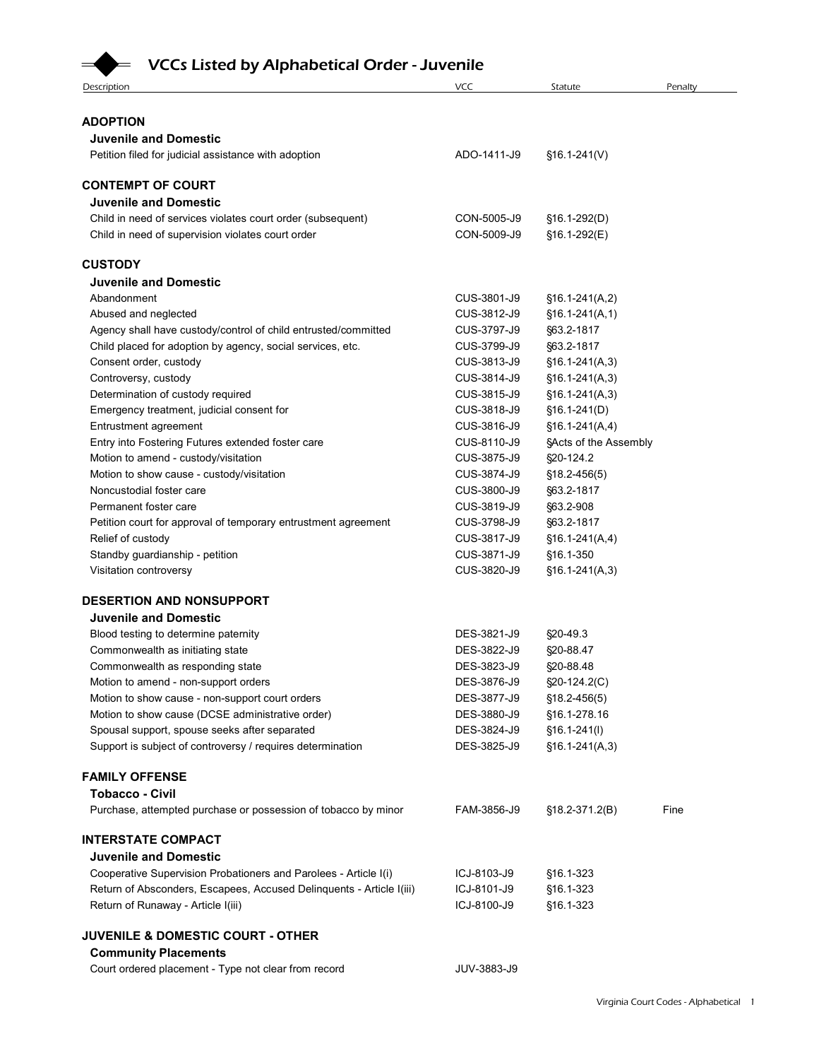# VCCs Listed by Alphabetical Order - Juvenile

| Description | VCC | Statute | Penalty |
|---|---|---|---|
| **ADOPTION** | | | |
| **Juvenile and Domestic** | | | |
| Petition filed for judicial assistance with adoption | ADO-1411-J9 | §16.1-241(V) | |
| **CONTEMPT OF COURT** | | | |
| **Juvenile and Domestic** | | | |
| Child in need of services violates court order (subsequent) | CON-5005-J9 | §16.1-292(D) | |
| Child in need of supervision violates court order | CON-5009-J9 | §16.1-292(E) | |
| **CUSTODY** | | | |
| **Juvenile and Domestic** | | | |
| Abandonment | CUS-3801-J9 | §16.1-241(A,2) | |
| Abused and neglected | CUS-3812-J9 | §16.1-241(A,1) | |
| Agency shall have custody/control of child entrusted/committed | CUS-3797-J9 | §63.2-1817 | |
| Child placed for adoption by agency, social services, etc. | CUS-3799-J9 | §63.2-1817 | |
| Consent order, custody | CUS-3813-J9 | §16.1-241(A,3) | |
| Controversy, custody | CUS-3814-J9 | §16.1-241(A,3) | |
| Determination of custody required | CUS-3815-J9 | §16.1-241(A,3) | |
| Emergency treatment, judicial consent for | CUS-3818-J9 | §16.1-241(D) | |
| Entrustment agreement | CUS-3816-J9 | §16.1-241(A,4) | |
| Entry into Fostering Futures extended foster care | CUS-8110-J9 | §Acts of the Assembly | |
| Motion to amend - custody/visitation | CUS-3875-J9 | §20-124.2 | |
| Motion to show cause - custody/visitation | CUS-3874-J9 | §18.2-456(5) | |
| Noncustodial foster care | CUS-3800-J9 | §63.2-1817 | |
| Permanent foster care | CUS-3819-J9 | §63.2-908 | |
| Petition court for approval of temporary entrustment agreement | CUS-3798-J9 | §63.2-1817 | |
| Relief of custody | CUS-3817-J9 | §16.1-241(A,4) | |
| Standby guardianship - petition | CUS-3871-J9 | §16.1-350 | |
| Visitation controversy | CUS-3820-J9 | §16.1-241(A,3) | |
| **DESERTION AND NONSUPPORT** | | | |
| **Juvenile and Domestic** | | | |
| Blood testing to determine paternity | DES-3821-J9 | §20-49.3 | |
| Commonwealth as initiating state | DES-3822-J9 | §20-88.47 | |
| Commonwealth as responding state | DES-3823-J9 | §20-88.48 | |
| Motion to amend - non-support orders | DES-3876-J9 | §20-124.2(C) | |
| Motion to show cause - non-support court orders | DES-3877-J9 | §18.2-456(5) | |
| Motion to show cause (DCSE administrative order) | DES-3880-J9 | §16.1-278.16 | |
| Spousal support, spouse seeks after separated | DES-3824-J9 | §16.1-241(I) | |
| Support is subject of controversy / requires determination | DES-3825-J9 | §16.1-241(A,3) | |
| **FAMILY OFFENSE** | | | |
| **Tobacco - Civil** | | | |
| Purchase, attempted purchase or possession of tobacco by minor | FAM-3856-J9 | §18.2-371.2(B) | Fine |
| **INTERSTATE COMPACT** | | | |
| **Juvenile and Domestic** | | | |
| Cooperative Supervision Probationers and Parolees - Article I(i) | ICJ-8103-J9 | §16.1-323 | |
| Return of Absconders, Escapees, Accused Delinquents - Article I(iii) | ICJ-8101-J9 | §16.1-323 | |
| Return of Runaway - Article I(iii) | ICJ-8100-J9 | §16.1-323 | |
| **JUVENILE & DOMESTIC COURT - OTHER** | | | |
| **Community Placements** | | | |
| Court ordered placement - Type not clear from record | JUV-3883-J9 | | |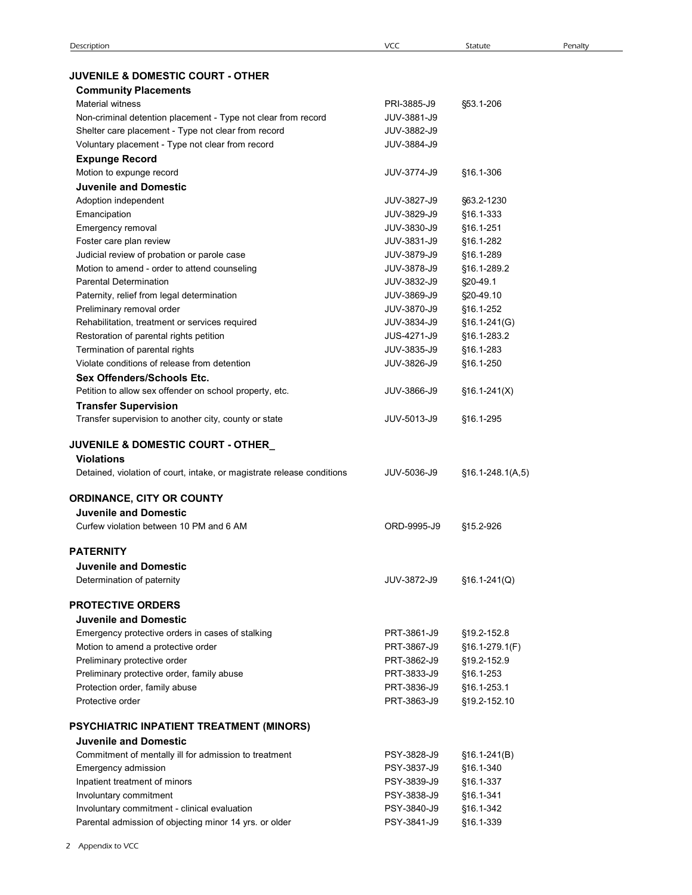| Description | VCC | Statute | Penalty |
|---|---|---|---|
| **JUVENILE & DOMESTIC COURT - OTHER** | | | |
| **Community Placements** | | | |
| Material witness | PRI-3885-J9 | §53.1-206 | |
| Non-criminal detention placement - Type not clear from record | JUV-3881-J9 | | |
| Shelter care placement - Type not clear from record | JUV-3882-J9 | | |
| Voluntary placement - Type not clear from record | JUV-3884-J9 | | |
| **Expunge Record** | | | |
| Motion to expunge record | JUV-3774-J9 | §16.1-306 | |
| **Juvenile and Domestic** | | | |
| Adoption independent | JUV-3827-J9 | §63.2-1230 | |
| Emancipation | JUV-3829-J9 | §16.1-333 | |
| Emergency removal | JUV-3830-J9 | §16.1-251 | |
| Foster care plan review | JUV-3831-J9 | §16.1-282 | |
| Judicial review of probation or parole case | JUV-3879-J9 | §16.1-289 | |
| Motion to amend - order to attend counseling | JUV-3878-J9 | §16.1-289.2 | |
| Parental Determination | JUV-3832-J9 | §20-49.1 | |
| Paternity, relief from legal determination | JUV-3869-J9 | §20-49.10 | |
| Preliminary removal order | JUV-3870-J9 | §16.1-252 | |
| Rehabilitation, treatment or services required | JUV-3834-J9 | §16.1-241(G) | |
| Restoration of parental rights petition | JUS-4271-J9 | §16.1-283.2 | |
| Termination of parental rights | JUV-3835-J9 | §16.1-283 | |
| Violate conditions of release from detention | JUV-3826-J9 | §16.1-250 | |
| **Sex Offenders/Schools Etc.** | | | |
| Petition to allow sex offender on school property, etc. | JUV-3866-J9 | §16.1-241(X) | |
| **Transfer Supervision** | | | |
| Transfer supervision to another city, county or state | JUV-5013-J9 | §16.1-295 | |
| **JUVENILE & DOMESTIC COURT - OTHER_** | | | |
| **Violations** | | | |
| Detained, violation of court, intake, or magistrate release conditions | JUV-5036-J9 | §16.1-248.1(A,5) | |
| **ORDINANCE, CITY OR COUNTY** | | | |
| **Juvenile and Domestic** | | | |
| Curfew violation between 10 PM and 6 AM | ORD-9995-J9 | §15.2-926 | |
| **PATERNITY** | | | |
| **Juvenile and Domestic** | | | |
| Determination of paternity | JUV-3872-J9 | §16.1-241(Q) | |
| **PROTECTIVE ORDERS** | | | |
| **Juvenile and Domestic** | | | |
| Emergency protective orders in cases of stalking | PRT-3861-J9 | §19.2-152.8 | |
| Motion to amend a protective order | PRT-3867-J9 | §16.1-279.1(F) | |
| Preliminary protective order | PRT-3862-J9 | §19.2-152.9 | |
| Preliminary protective order, family abuse | PRT-3833-J9 | §16.1-253 | |
| Protection order, family abuse | PRT-3836-J9 | §16.1-253.1 | |
| Protective order | PRT-3863-J9 | §19.2-152.10 | |
| **PSYCHIATRIC INPATIENT TREATMENT (MINORS)** | | | |
| **Juvenile and Domestic** | | | |
| Commitment of mentally ill for admission to treatment | PSY-3828-J9 | §16.1-241(B) | |
| Emergency admission | PSY-3837-J9 | §16.1-340 | |
| Inpatient treatment of minors | PSY-3839-J9 | §16.1-337 | |
| Involuntary commitment | PSY-3838-J9 | §16.1-341 | |
| Involuntary commitment - clinical evaluation | PSY-3840-J9 | §16.1-342 | |
| Parental admission of objecting minor 14 yrs. or older | PSY-3841-J9 | §16.1-339 | |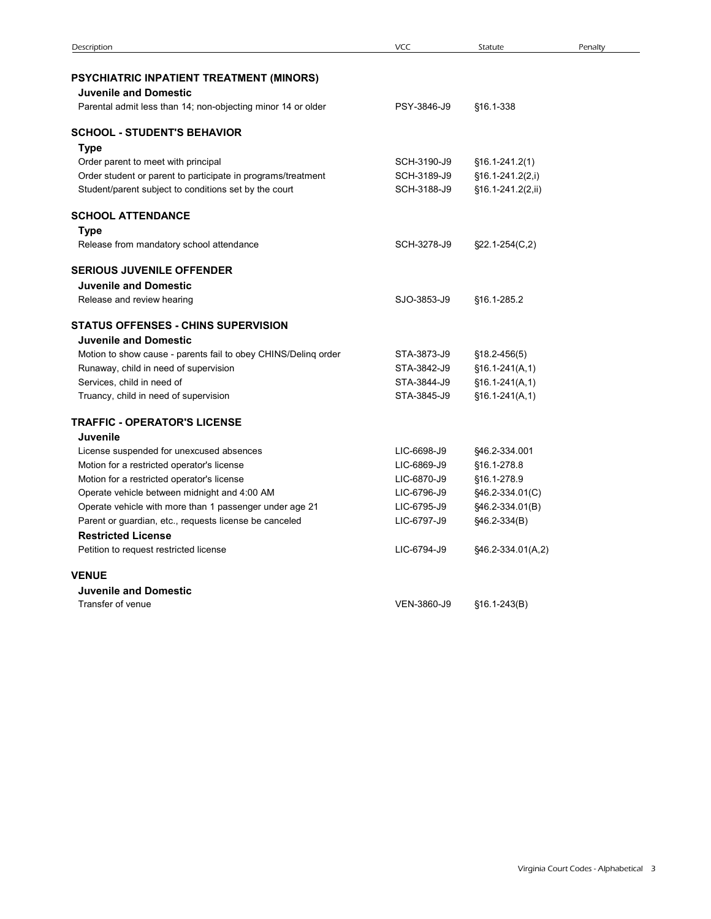| Description | VCC | Statute | Penalty |
|---|---|---|---|
| **PSYCHIATRIC INPATIENT TREATMENT (MINORS)** | | | |
| **Juvenile and Domestic** | | | |
| Parental admit less than 14; non-objecting minor 14 or older | PSY-3846-J9 | §16.1-338 | |
| **SCHOOL - STUDENT'S BEHAVIOR** | | | |
| **Type** | | | |
| Order parent to meet with principal | SCH-3190-J9 | §16.1-241.2(1) | |
| Order student or parent to participate in programs/treatment | SCH-3189-J9 | §16.1-241.2(2,i) | |
| Student/parent subject to conditions set by the court | SCH-3188-J9 | §16.1-241.2(2,ii) | |
| **SCHOOL ATTENDANCE** | | | |
| **Type** | | | |
| Release from mandatory school attendance | SCH-3278-J9 | §22.1-254(C,2) | |
| **SERIOUS JUVENILE OFFENDER** | | | |
| **Juvenile and Domestic** | | | |
| Release and review hearing | SJO-3853-J9 | §16.1-285.2 | |
| **STATUS OFFENSES - CHINS SUPERVISION** | | | |
| **Juvenile and Domestic** | | | |
| Motion to show cause - parents fail to obey CHINS/Delinq order | STA-3873-J9 | §18.2-456(5) | |
| Runaway, child in need of supervision | STA-3842-J9 | §16.1-241(A,1) | |
| Services, child in need of | STA-3844-J9 | §16.1-241(A,1) | |
| Truancy, child in need of supervision | STA-3845-J9 | §16.1-241(A,1) | |
| **TRAFFIC - OPERATOR'S LICENSE** | | | |
| **Juvenile** | | | |
| License suspended for unexcused absences | LIC-6698-J9 | §46.2-334.001 | |
| Motion for a restricted operator's license | LIC-6869-J9 | §16.1-278.8 | |
| Motion for a restricted operator's license | LIC-6870-J9 | §16.1-278.9 | |
| Operate vehicle between midnight and 4:00 AM | LIC-6796-J9 | §46.2-334.01(C) | |
| Operate vehicle with more than 1 passenger under age 21 | LIC-6795-J9 | §46.2-334.01(B) | |
| Parent or guardian, etc., requests license be canceled | LIC-6797-J9 | §46.2-334(B) | |
| **Restricted License** | | | |
| Petition to request restricted license | LIC-6794-J9 | §46.2-334.01(A,2) | |
| **VENUE** | | | |
| **Juvenile and Domestic** | | | |
| Transfer of venue | VEN-3860-J9 | §16.1-243(B) | |